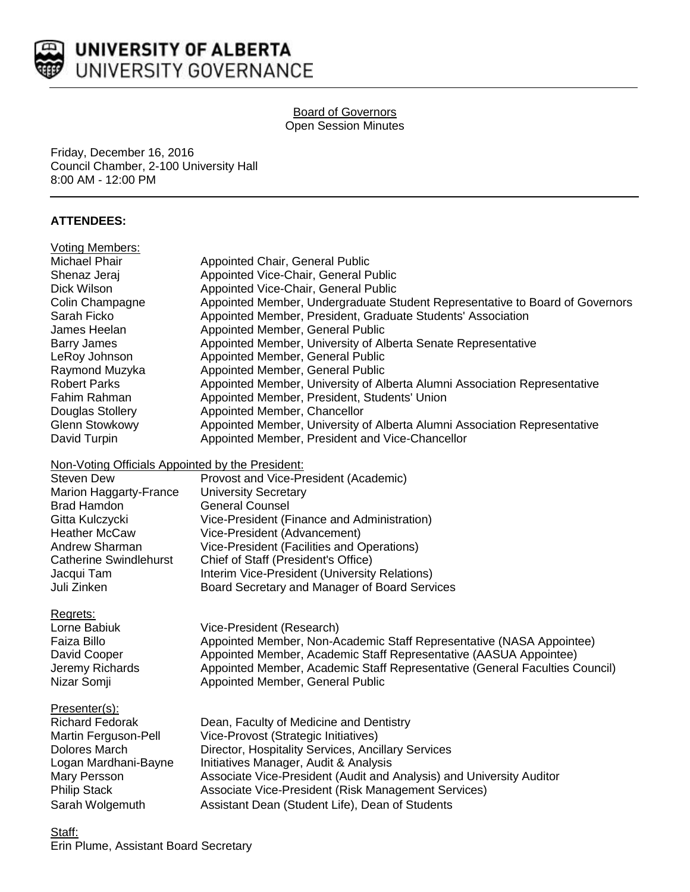# UNIVERSITY OF ALBERTA
## UNIVERSITY GOVERNANCE

Board of Governors
Open Session Minutes

Friday, December 16, 2016
Council Chamber, 2-100 University Hall
8:00 AM - 12:00 PM

**ATTENDEES:**

Voting Members:

| | |
|---|---|
| Michael Phair | Appointed Chair, General Public |
| Shenaz Jeraj | Appointed Vice-Chair, General Public |
| Dick Wilson | Appointed Vice-Chair, General Public |
| Colin Champagne | Appointed Member, Undergraduate Student Representative to Board of Governors |
| Sarah Ficko | Appointed Member, President, Graduate Students' Association |
| James Heelan | Appointed Member, General Public |
| Barry James | Appointed Member, University of Alberta Senate Representative |
| LeRoy Johnson | Appointed Member, General Public |
| Raymond Muzyka | Appointed Member, General Public |
| Robert Parks | Appointed Member, University of Alberta Alumni Association Representative |
| Fahim Rahman | Appointed Member, President, Students' Union |
| Douglas Stollery | Appointed Member, Chancellor |
| Glenn Stowkowy | Appointed Member, University of Alberta Alumni Association Representative |
| David Turpin | Appointed Member, President and Vice-Chancellor |

Non-Voting Officials Appointed by the President:

| | |
|---|---|
| Steven Dew | Provost and Vice-President (Academic) |
| Marion Haggarty-France | University Secretary |
| Brad Hamdon | General Counsel |
| Gitta Kulczycki | Vice-President (Finance and Administration) |
| Heather McCaw | Vice-President (Advancement) |
| Andrew Sharman | Vice-President (Facilities and Operations) |
| Catherine Swindlehurst | Chief of Staff (President's Office) |
| Jacqui Tam | Interim Vice-President (University Relations) |
| Juli Zinken | Board Secretary and Manager of Board Services |

Regrets:

| | |
|---|---|
| Lorne Babiuk | Vice-President (Research) |
| Faiza Billo | Appointed Member, Non-Academic Staff Representative (NASA Appointee) |
| David Cooper | Appointed Member, Academic Staff Representative (AASUA Appointee) |
| Jeremy Richards | Appointed Member, Academic Staff Representative (General Faculties Council) |
| Nizar Somji | Appointed Member, General Public |

Presenter(s):

| | |
|---|---|
| Richard Fedorak | Dean, Faculty of Medicine and Dentistry |
| Martin Ferguson-Pell | Vice-Provost (Strategic Initiatives) |
| Dolores March | Director, Hospitality Services, Ancillary Services |
| Logan Mardhani-Bayne | Initiatives Manager, Audit & Analysis |
| Mary Persson | Associate Vice-President (Audit and Analysis) and University Auditor |
| Philip Stack | Associate Vice-President (Risk Management Services) |
| Sarah Wolgemuth | Assistant Dean (Student Life), Dean of Students |

Staff:
Erin Plume, Assistant Board Secretary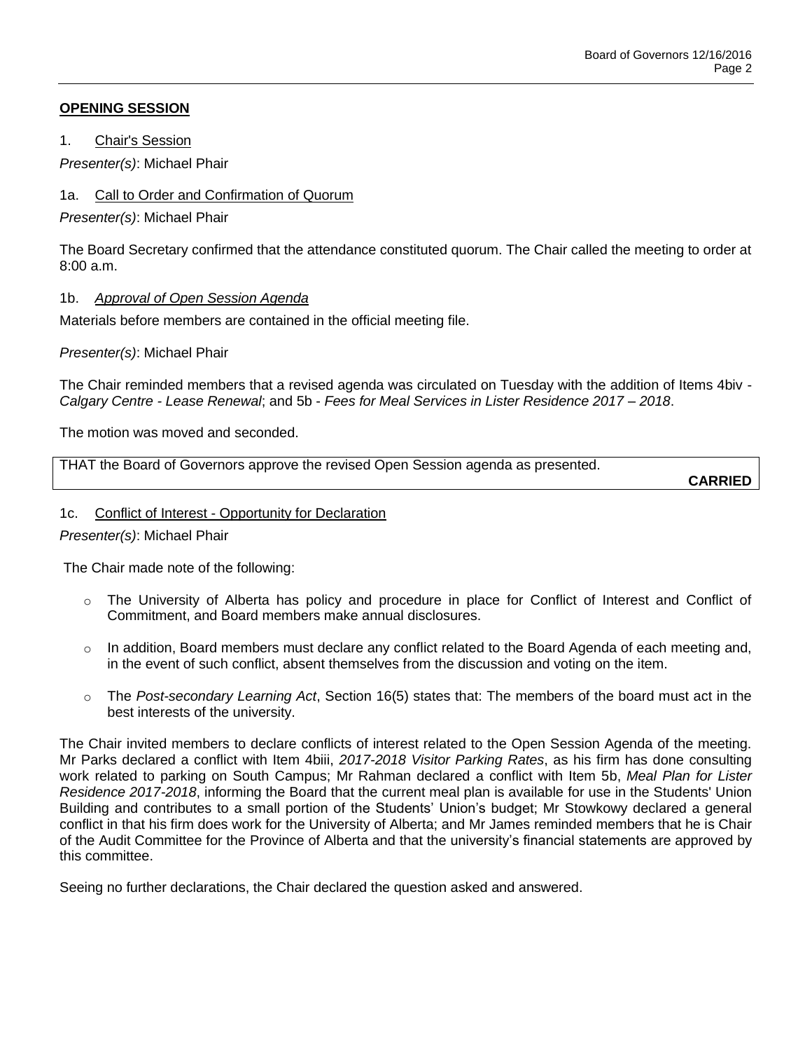## OPENING SESSION

1. Chair's Session

*Presenter(s)*: Michael Phair

1a. Call to Order and Confirmation of Quorum

*Presenter(s)*: Michael Phair

The Board Secretary confirmed that the attendance constituted quorum. The Chair called the meeting to order at 8:00 a.m.

1b. *Approval of Open Session Agenda*

Materials before members are contained in the official meeting file.

*Presenter(s)*: Michael Phair

The Chair reminded members that a revised agenda was circulated on Tuesday with the addition of Items 4biv - *Calgary Centre - Lease Renewal*; and 5b - *Fees for Meal Services in Lister Residence 2017 – 2018*.

The motion was moved and seconded.

THAT the Board of Governors approve the revised Open Session agenda as presented.

**CARRIED**

1c. Conflict of Interest - Opportunity for Declaration

*Presenter(s)*: Michael Phair

The Chair made note of the following:

- The University of Alberta has policy and procedure in place for Conflict of Interest and Conflict of Commitment, and Board members make annual disclosures.
- In addition, Board members must declare any conflict related to the Board Agenda of each meeting and, in the event of such conflict, absent themselves from the discussion and voting on the item.
- The *Post-secondary Learning Act*, Section 16(5) states that: The members of the board must act in the best interests of the university.

The Chair invited members to declare conflicts of interest related to the Open Session Agenda of the meeting. Mr Parks declared a conflict with Item 4biii, *2017-2018 Visitor Parking Rates*, as his firm has done consulting work related to parking on South Campus; Mr Rahman declared a conflict with Item 5b, *Meal Plan for Lister Residence 2017-2018*, informing the Board that the current meal plan is available for use in the Students' Union Building and contributes to a small portion of the Students' Union's budget; Mr Stowkowy declared a general conflict in that his firm does work for the University of Alberta; and Mr James reminded members that he is Chair of the Audit Committee for the Province of Alberta and that the university's financial statements are approved by this committee.

Seeing no further declarations, the Chair declared the question asked and answered.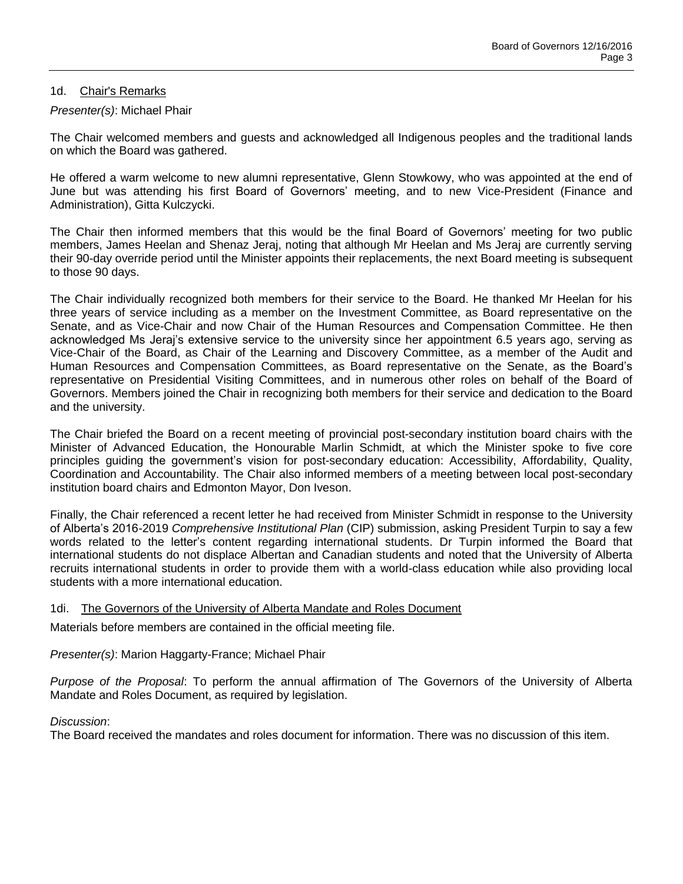### 1d. Chair's Remarks

*Presenter(s)*: Michael Phair

The Chair welcomed members and guests and acknowledged all Indigenous peoples and the traditional lands on which the Board was gathered.

He offered a warm welcome to new alumni representative, Glenn Stowkowy, who was appointed at the end of June but was attending his first Board of Governors' meeting, and to new Vice-President (Finance and Administration), Gitta Kulczycki.

The Chair then informed members that this would be the final Board of Governors' meeting for two public members, James Heelan and Shenaz Jeraj, noting that although Mr Heelan and Ms Jeraj are currently serving their 90-day override period until the Minister appoints their replacements, the next Board meeting is subsequent to those 90 days.

The Chair individually recognized both members for their service to the Board. He thanked Mr Heelan for his three years of service including as a member on the Investment Committee, as Board representative on the Senate, and as Vice-Chair and now Chair of the Human Resources and Compensation Committee. He then acknowledged Ms Jeraj's extensive service to the university since her appointment 6.5 years ago, serving as Vice-Chair of the Board, as Chair of the Learning and Discovery Committee, as a member of the Audit and Human Resources and Compensation Committees, as Board representative on the Senate, as the Board's representative on Presidential Visiting Committees, and in numerous other roles on behalf of the Board of Governors. Members joined the Chair in recognizing both members for their service and dedication to the Board and the university.

The Chair briefed the Board on a recent meeting of provincial post-secondary institution board chairs with the Minister of Advanced Education, the Honourable Marlin Schmidt, at which the Minister spoke to five core principles guiding the government's vision for post-secondary education: Accessibility, Affordability, Quality, Coordination and Accountability. The Chair also informed members of a meeting between local post-secondary institution board chairs and Edmonton Mayor, Don Iveson.

Finally, the Chair referenced a recent letter he had received from Minister Schmidt in response to the University of Alberta's 2016-2019 *Comprehensive Institutional Plan* (CIP) submission, asking President Turpin to say a few words related to the letter's content regarding international students. Dr Turpin informed the Board that international students do not displace Albertan and Canadian students and noted that the University of Alberta recruits international students in order to provide them with a world-class education while also providing local students with a more international education.

### 1di. The Governors of the University of Alberta Mandate and Roles Document

Materials before members are contained in the official meeting file.

*Presenter(s)*: Marion Haggarty-France; Michael Phair

*Purpose of the Proposal*: To perform the annual affirmation of The Governors of the University of Alberta Mandate and Roles Document, as required by legislation.

*Discussion*:
The Board received the mandates and roles document for information. There was no discussion of this item.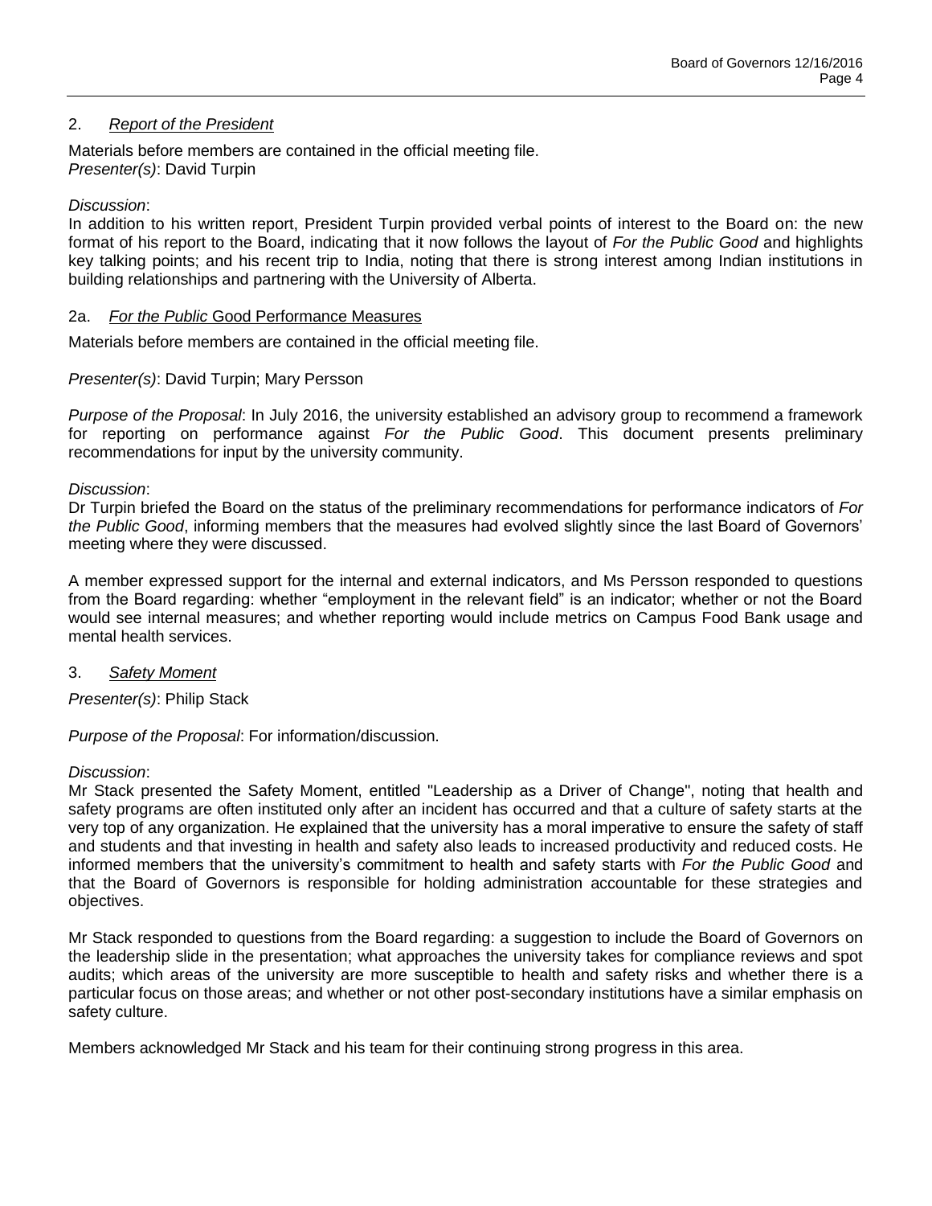## 2. *Report of the President*

Materials before members are contained in the official meeting file.
*Presenter(s)*: David Turpin

*Discussion*:
In addition to his written report, President Turpin provided verbal points of interest to the Board on: the new format of his report to the Board, indicating that it now follows the layout of *For the Public Good* and highlights key talking points; and his recent trip to India, noting that there is strong interest among Indian institutions in building relationships and partnering with the University of Alberta.

### 2a. *For the Public* Good Performance Measures

Materials before members are contained in the official meeting file.

*Presenter(s)*: David Turpin; Mary Persson

*Purpose of the Proposal*: In July 2016, the university established an advisory group to recommend a framework for reporting on performance against *For the Public Good*. This document presents preliminary recommendations for input by the university community.

*Discussion*:
Dr Turpin briefed the Board on the status of the preliminary recommendations for performance indicators of *For the Public Good*, informing members that the measures had evolved slightly since the last Board of Governors' meeting where they were discussed.

A member expressed support for the internal and external indicators, and Ms Persson responded to questions from the Board regarding: whether "employment in the relevant field" is an indicator; whether or not the Board would see internal measures; and whether reporting would include metrics on Campus Food Bank usage and mental health services.

## 3. *Safety Moment*

*Presenter(s)*: Philip Stack

*Purpose of the Proposal*: For information/discussion.

*Discussion*:
Mr Stack presented the Safety Moment, entitled "Leadership as a Driver of Change", noting that health and safety programs are often instituted only after an incident has occurred and that a culture of safety starts at the very top of any organization. He explained that the university has a moral imperative to ensure the safety of staff and students and that investing in health and safety also leads to increased productivity and reduced costs. He informed members that the university's commitment to health and safety starts with *For the Public Good* and that the Board of Governors is responsible for holding administration accountable for these strategies and objectives.

Mr Stack responded to questions from the Board regarding: a suggestion to include the Board of Governors on the leadership slide in the presentation; what approaches the university takes for compliance reviews and spot audits; which areas of the university are more susceptible to health and safety risks and whether there is a particular focus on those areas; and whether or not other post-secondary institutions have a similar emphasis on safety culture.

Members acknowledged Mr Stack and his team for their continuing strong progress in this area.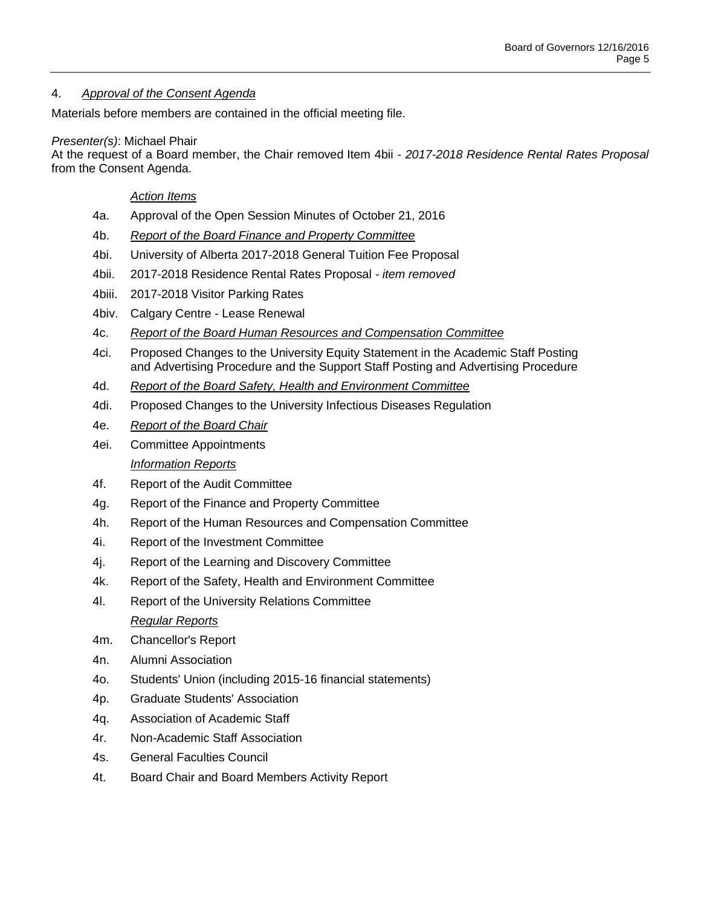4. *Approval of the Consent Agenda*

Materials before members are contained in the official meeting file.

*Presenter(s)*: Michael Phair

At the request of a Board member, the Chair removed Item 4bii - *2017-2018 Residence Rental Rates Proposal* from the Consent Agenda.

*Action Items*

- 4a. Approval of the Open Session Minutes of October 21, 2016
- 4b. *Report of the Board Finance and Property Committee*
- 4bi. University of Alberta 2017-2018 General Tuition Fee Proposal
- 4bii. 2017-2018 Residence Rental Rates Proposal - *item removed*
- 4biii. 2017-2018 Visitor Parking Rates
- 4biv. Calgary Centre - Lease Renewal
- 4c. *Report of the Board Human Resources and Compensation Committee*
- 4ci. Proposed Changes to the University Equity Statement in the Academic Staff Posting and Advertising Procedure and the Support Staff Posting and Advertising Procedure
- 4d. *Report of the Board Safety, Health and Environment Committee*
- 4di. Proposed Changes to the University Infectious Diseases Regulation
- 4e. *Report of the Board Chair*
- 4ei. Committee Appointments

*Information Reports*

- 4f. Report of the Audit Committee
- 4g. Report of the Finance and Property Committee
- 4h. Report of the Human Resources and Compensation Committee
- 4i. Report of the Investment Committee
- 4j. Report of the Learning and Discovery Committee
- 4k. Report of the Safety, Health and Environment Committee
- 4l. Report of the University Relations Committee

*Regular Reports*

- 4m. Chancellor's Report
- 4n. Alumni Association
- 4o. Students' Union (including 2015-16 financial statements)
- 4p. Graduate Students' Association
- 4q. Association of Academic Staff
- 4r. Non-Academic Staff Association
- 4s. General Faculties Council
- 4t. Board Chair and Board Members Activity Report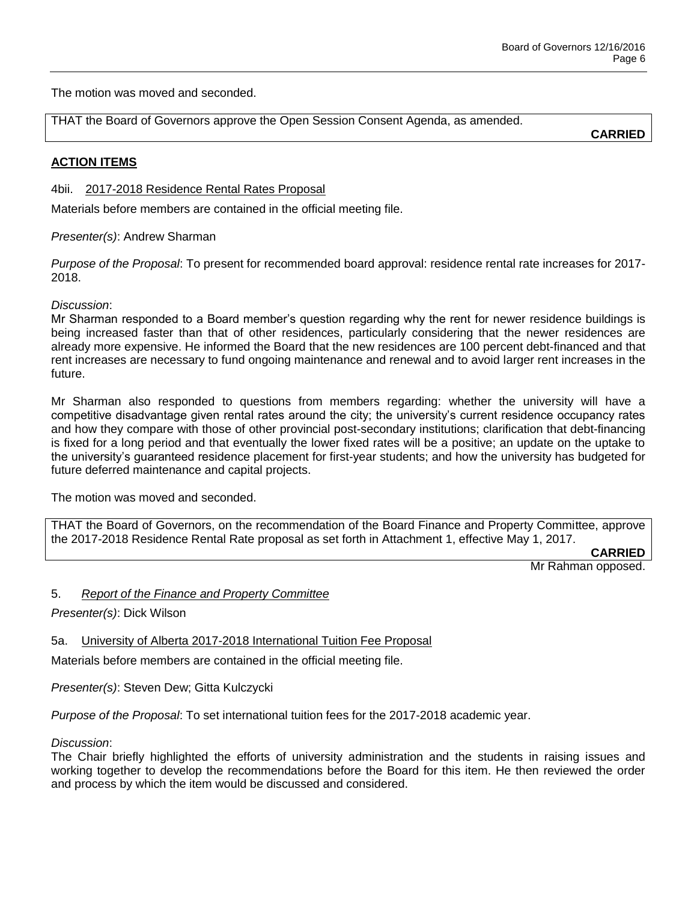The motion was moved and seconded.

> THAT the Board of Governors approve the Open Session Consent Agenda, as amended.
>
> **CARRIED**

## ACTION ITEMS

### 4bii. 2017-2018 Residence Rental Rates Proposal

Materials before members are contained in the official meeting file.

*Presenter(s)*: Andrew Sharman

*Purpose of the Proposal*: To present for recommended board approval: residence rental rate increases for 2017-2018.

*Discussion*:

Mr Sharman responded to a Board member's question regarding why the rent for newer residence buildings is being increased faster than that of other residences, particularly considering that the newer residences are already more expensive. He informed the Board that the new residences are 100 percent debt-financed and that rent increases are necessary to fund ongoing maintenance and renewal and to avoid larger rent increases in the future.

Mr Sharman also responded to questions from members regarding: whether the university will have a competitive disadvantage given rental rates around the city; the university's current residence occupancy rates and how they compare with those of other provincial post-secondary institutions; clarification that debt-financing is fixed for a long period and that eventually the lower fixed rates will be a positive; an update on the uptake to the university's guaranteed residence placement for first-year students; and how the university has budgeted for future deferred maintenance and capital projects.

The motion was moved and seconded.

> THAT the Board of Governors, on the recommendation of the Board Finance and Property Committee, approve the 2017-2018 Residence Rental Rate proposal as set forth in Attachment 1, effective May 1, 2017.
>
> **CARRIED**

Mr Rahman opposed.

### 5. *Report of the Finance and Property Committee*

*Presenter(s)*: Dick Wilson

### 5a. University of Alberta 2017-2018 International Tuition Fee Proposal

Materials before members are contained in the official meeting file.

*Presenter(s)*: Steven Dew; Gitta Kulczycki

*Purpose of the Proposal*: To set international tuition fees for the 2017-2018 academic year.

*Discussion*:

The Chair briefly highlighted the efforts of university administration and the students in raising issues and working together to develop the recommendations before the Board for this item. He then reviewed the order and process by which the item would be discussed and considered.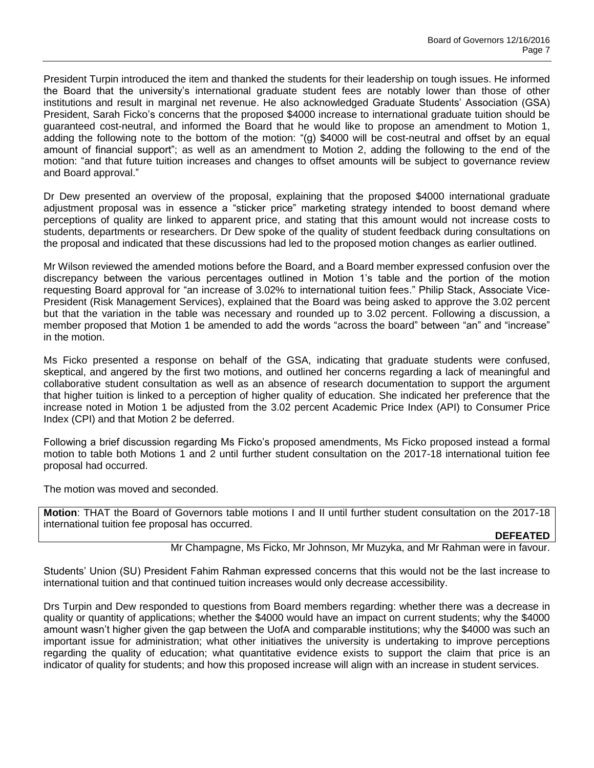President Turpin introduced the item and thanked the students for their leadership on tough issues. He informed the Board that the university's international graduate student fees are notably lower than those of other institutions and result in marginal net revenue. He also acknowledged Graduate Students' Association (GSA) President, Sarah Ficko's concerns that the proposed $4000 increase to international graduate tuition should be guaranteed cost-neutral, and informed the Board that he would like to propose an amendment to Motion 1, adding the following note to the bottom of the motion: "(g) $4000 will be cost-neutral and offset by an equal amount of financial support"; as well as an amendment to Motion 2, adding the following to the end of the motion: "and that future tuition increases and changes to offset amounts will be subject to governance review and Board approval."

Dr Dew presented an overview of the proposal, explaining that the proposed $4000 international graduate adjustment proposal was in essence a "sticker price" marketing strategy intended to boost demand where perceptions of quality are linked to apparent price, and stating that this amount would not increase costs to students, departments or researchers. Dr Dew spoke of the quality of student feedback during consultations on the proposal and indicated that these discussions had led to the proposed motion changes as earlier outlined.

Mr Wilson reviewed the amended motions before the Board, and a Board member expressed confusion over the discrepancy between the various percentages outlined in Motion 1's table and the portion of the motion requesting Board approval for "an increase of 3.02% to international tuition fees." Philip Stack, Associate Vice-President (Risk Management Services), explained that the Board was being asked to approve the 3.02 percent but that the variation in the table was necessary and rounded up to 3.02 percent. Following a discussion, a member proposed that Motion 1 be amended to add the words "across the board" between "an" and "increase" in the motion.

Ms Ficko presented a response on behalf of the GSA, indicating that graduate students were confused, skeptical, and angered by the first two motions, and outlined her concerns regarding a lack of meaningful and collaborative student consultation as well as an absence of research documentation to support the argument that higher tuition is linked to a perception of higher quality of education. She indicated her preference that the increase noted in Motion 1 be adjusted from the 3.02 percent Academic Price Index (API) to Consumer Price Index (CPI) and that Motion 2 be deferred.

Following a brief discussion regarding Ms Ficko's proposed amendments, Ms Ficko proposed instead a formal motion to table both Motions 1 and 2 until further student consultation on the 2017-18 international tuition fee proposal had occurred.

The motion was moved and seconded.

**Motion**: THAT the Board of Governors table motions I and II until further student consultation on the 2017-18 international tuition fee proposal has occurred.

**DEFEATED**

Mr Champagne, Ms Ficko, Mr Johnson, Mr Muzyka, and Mr Rahman were in favour.

Students' Union (SU) President Fahim Rahman expressed concerns that this would not be the last increase to international tuition and that continued tuition increases would only decrease accessibility.

Drs Turpin and Dew responded to questions from Board members regarding: whether there was a decrease in quality or quantity of applications; whether the $4000 would have an impact on current students; why the $4000 amount wasn't higher given the gap between the UofA and comparable institutions; why the $4000 was such an important issue for administration; what other initiatives the university is undertaking to improve perceptions regarding the quality of education; what quantitative evidence exists to support the claim that price is an indicator of quality for students; and how this proposed increase will align with an increase in student services.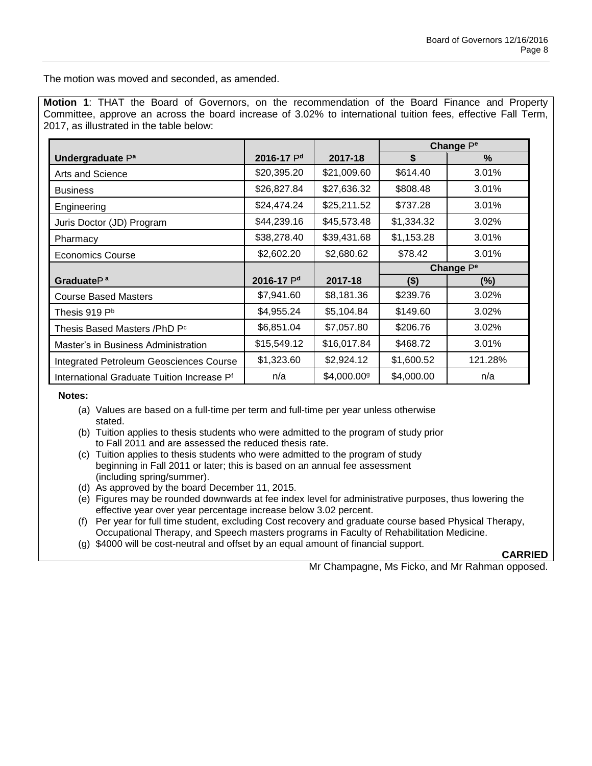The motion was moved and seconded, as amended.

**Motion 1**: THAT the Board of Governors, on the recommendation of the Board Finance and Property Committee, approve an across the board increase of 3.02% to international tuition fees, effective Fall Term, 2017, as illustrated in the table below:

| | | | Change [e] | |
|---|---|---|---|---|
| **Undergraduate** [a] | **2016-17** [d] | **2017-18** | **$** | **%** |
| Arts and Science | $20,395.20 | $21,009.60 | $614.40 | 3.01% |
| Business | $26,827.84 | $27,636.32 | $808.48 | 3.01% |
| Engineering | $24,474.24 | $25,211.52 | $737.28 | 3.01% |
| Juris Doctor (JD) Program | $44,239.16 | $45,573.48 | $1,334.32 | 3.02% |
| Pharmacy | $38,278.40 | $39,431.68 | $1,153.28 | 3.01% |
| Economics Course | $2,602.20 | $2,680.62 | $78.42 | 3.01% |
| | | | **Change** [e] | |
| **Graduate** [a] | **2016-17** [d] | **2017-18** | **($)** | **(%)** |
| Course Based Masters | $7,941.60 | $8,181.36 | $239.76 | 3.02% |
| Thesis 919 [b] | $4,955.24 | $5,104.84 | $149.60 | 3.02% |
| Thesis Based Masters /PhD [c] | $6,851.04 | $7,057.80 | $206.76 | 3.02% |
| Master's in Business Administration | $15,549.12 | $16,017.84 | $468.72 | 3.01% |
| Integrated Petroleum Geosciences Course | $1,323.60 | $2,924.12 | $1,600.52 | 121.28% |
| International Graduate Tuition Increase [f] | n/a | $4,000.00[g] | $4,000.00 | n/a |

**Notes:**

(a) Values are based on a full-time per term and full-time per year unless otherwise stated.
(b) Tuition applies to thesis students who were admitted to the program of study prior to Fall 2011 and are assessed the reduced thesis rate.
(c) Tuition applies to thesis students who were admitted to the program of study beginning in Fall 2011 or later; this is based on an annual fee assessment (including spring/summer).
(d) As approved by the board December 11, 2015.
(e) Figures may be rounded downwards at fee index level for administrative purposes, thus lowering the effective year over year percentage increase below 3.02 percent.
(f) Per year for full time student, excluding Cost recovery and graduate course based Physical Therapy, Occupational Therapy, and Speech masters programs in Faculty of Rehabilitation Medicine.
(g) $4000 will be cost-neutral and offset by an equal amount of financial support.

**CARRIED**

Mr Champagne, Ms Ficko, and Mr Rahman opposed.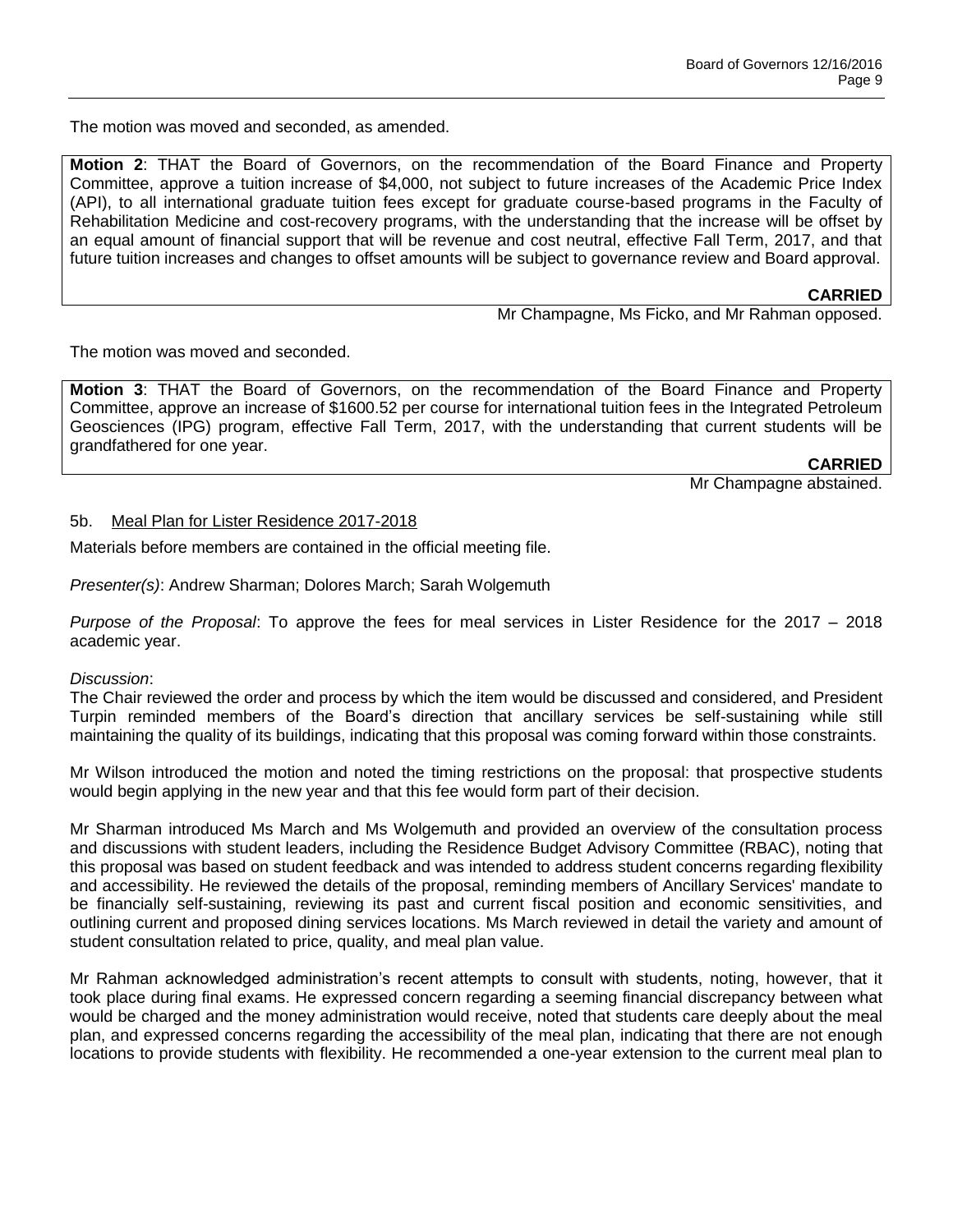The motion was moved and seconded, as amended.

> **Motion 2**: THAT the Board of Governors, on the recommendation of the Board Finance and Property Committee, approve a tuition increase of $4,000, not subject to future increases of the Academic Price Index (API), to all international graduate tuition fees except for graduate course-based programs in the Faculty of Rehabilitation Medicine and cost-recovery programs, with the understanding that the increase will be offset by an equal amount of financial support that will be revenue and cost neutral, effective Fall Term, 2017, and that future tuition increases and changes to offset amounts will be subject to governance review and Board approval.
>
> **CARRIED**

Mr Champagne, Ms Ficko, and Mr Rahman opposed.

The motion was moved and seconded.

> **Motion 3**: THAT the Board of Governors, on the recommendation of the Board Finance and Property Committee, approve an increase of $1600.52 per course for international tuition fees in the Integrated Petroleum Geosciences (IPG) program, effective Fall Term, 2017, with the understanding that current students will be grandfathered for one year.
>
> **CARRIED**

Mr Champagne abstained.

5b. Meal Plan for Lister Residence 2017-2018

Materials before members are contained in the official meeting file.

*Presenter(s)*: Andrew Sharman; Dolores March; Sarah Wolgemuth

*Purpose of the Proposal*: To approve the fees for meal services in Lister Residence for the 2017 – 2018 academic year.

*Discussion*:
The Chair reviewed the order and process by which the item would be discussed and considered, and President Turpin reminded members of the Board's direction that ancillary services be self-sustaining while still maintaining the quality of its buildings, indicating that this proposal was coming forward within those constraints.

Mr Wilson introduced the motion and noted the timing restrictions on the proposal: that prospective students would begin applying in the new year and that this fee would form part of their decision.

Mr Sharman introduced Ms March and Ms Wolgemuth and provided an overview of the consultation process and discussions with student leaders, including the Residence Budget Advisory Committee (RBAC), noting that this proposal was based on student feedback and was intended to address student concerns regarding flexibility and accessibility. He reviewed the details of the proposal, reminding members of Ancillary Services' mandate to be financially self-sustaining, reviewing its past and current fiscal position and economic sensitivities, and outlining current and proposed dining services locations. Ms March reviewed in detail the variety and amount of student consultation related to price, quality, and meal plan value.

Mr Rahman acknowledged administration's recent attempts to consult with students, noting, however, that it took place during final exams. He expressed concern regarding a seeming financial discrepancy between what would be charged and the money administration would receive, noted that students care deeply about the meal plan, and expressed concerns regarding the accessibility of the meal plan, indicating that there are not enough locations to provide students with flexibility. He recommended a one-year extension to the current meal plan to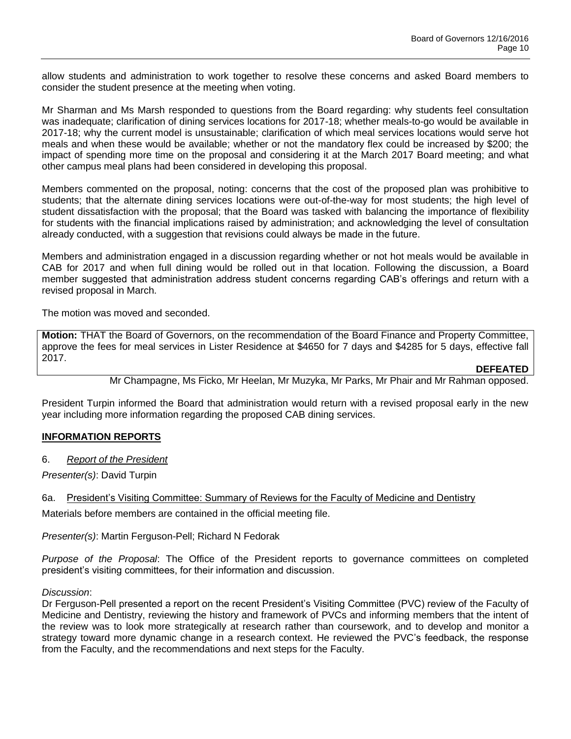allow students and administration to work together to resolve these concerns and asked Board members to consider the student presence at the meeting when voting.

Mr Sharman and Ms Marsh responded to questions from the Board regarding: why students feel consultation was inadequate; clarification of dining services locations for 2017-18; whether meals-to-go would be available in 2017-18; why the current model is unsustainable; clarification of which meal services locations would serve hot meals and when these would be available; whether or not the mandatory flex could be increased by $200; the impact of spending more time on the proposal and considering it at the March 2017 Board meeting; and what other campus meal plans had been considered in developing this proposal.

Members commented on the proposal, noting: concerns that the cost of the proposed plan was prohibitive to students; that the alternate dining services locations were out-of-the-way for most students; the high level of student dissatisfaction with the proposal; that the Board was tasked with balancing the importance of flexibility for students with the financial implications raised by administration; and acknowledging the level of consultation already conducted, with a suggestion that revisions could always be made in the future.

Members and administration engaged in a discussion regarding whether or not hot meals would be available in CAB for 2017 and when full dining would be rolled out in that location. Following the discussion, a Board member suggested that administration address student concerns regarding CAB's offerings and return with a revised proposal in March.

The motion was moved and seconded.

**Motion:** THAT the Board of Governors, on the recommendation of the Board Finance and Property Committee, approve the fees for meal services in Lister Residence at $4650 for 7 days and $4285 for 5 days, effective fall 2017.

**DEFEATED**

Mr Champagne, Ms Ficko, Mr Heelan, Mr Muzyka, Mr Parks, Mr Phair and Mr Rahman opposed.

President Turpin informed the Board that administration would return with a revised proposal early in the new year including more information regarding the proposed CAB dining services.

## INFORMATION REPORTS

### 6. *Report of the President*

*Presenter(s)*: David Turpin

#### 6a. President's Visiting Committee: Summary of Reviews for the Faculty of Medicine and Dentistry

Materials before members are contained in the official meeting file.

*Presenter(s)*: Martin Ferguson-Pell; Richard N Fedorak

*Purpose of the Proposal*: The Office of the President reports to governance committees on completed president's visiting committees, for their information and discussion.

*Discussion*:
Dr Ferguson-Pell presented a report on the recent President's Visiting Committee (PVC) review of the Faculty of Medicine and Dentistry, reviewing the history and framework of PVCs and informing members that the intent of the review was to look more strategically at research rather than coursework, and to develop and monitor a strategy toward more dynamic change in a research context. He reviewed the PVC's feedback, the response from the Faculty, and the recommendations and next steps for the Faculty.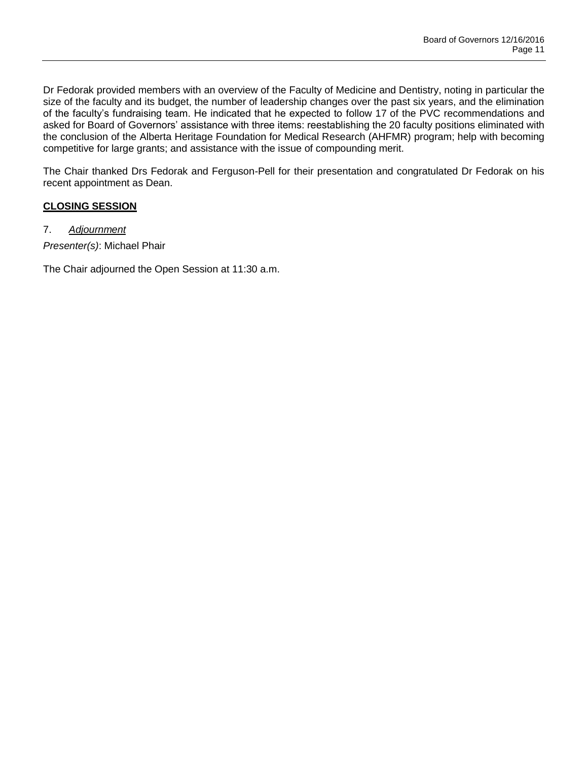Dr Fedorak provided members with an overview of the Faculty of Medicine and Dentistry, noting in particular the size of the faculty and its budget, the number of leadership changes over the past six years, and the elimination of the faculty's fundraising team. He indicated that he expected to follow 17 of the PVC recommendations and asked for Board of Governors' assistance with three items: reestablishing the 20 faculty positions eliminated with the conclusion of the Alberta Heritage Foundation for Medical Research (AHFMR) program; help with becoming competitive for large grants; and assistance with the issue of compounding merit.

The Chair thanked Drs Fedorak and Ferguson-Pell for their presentation and congratulated Dr Fedorak on his recent appointment as Dean.

## **CLOSING SESSION**

7. *Adjournment*

*Presenter(s)*: Michael Phair

The Chair adjourned the Open Session at 11:30 a.m.